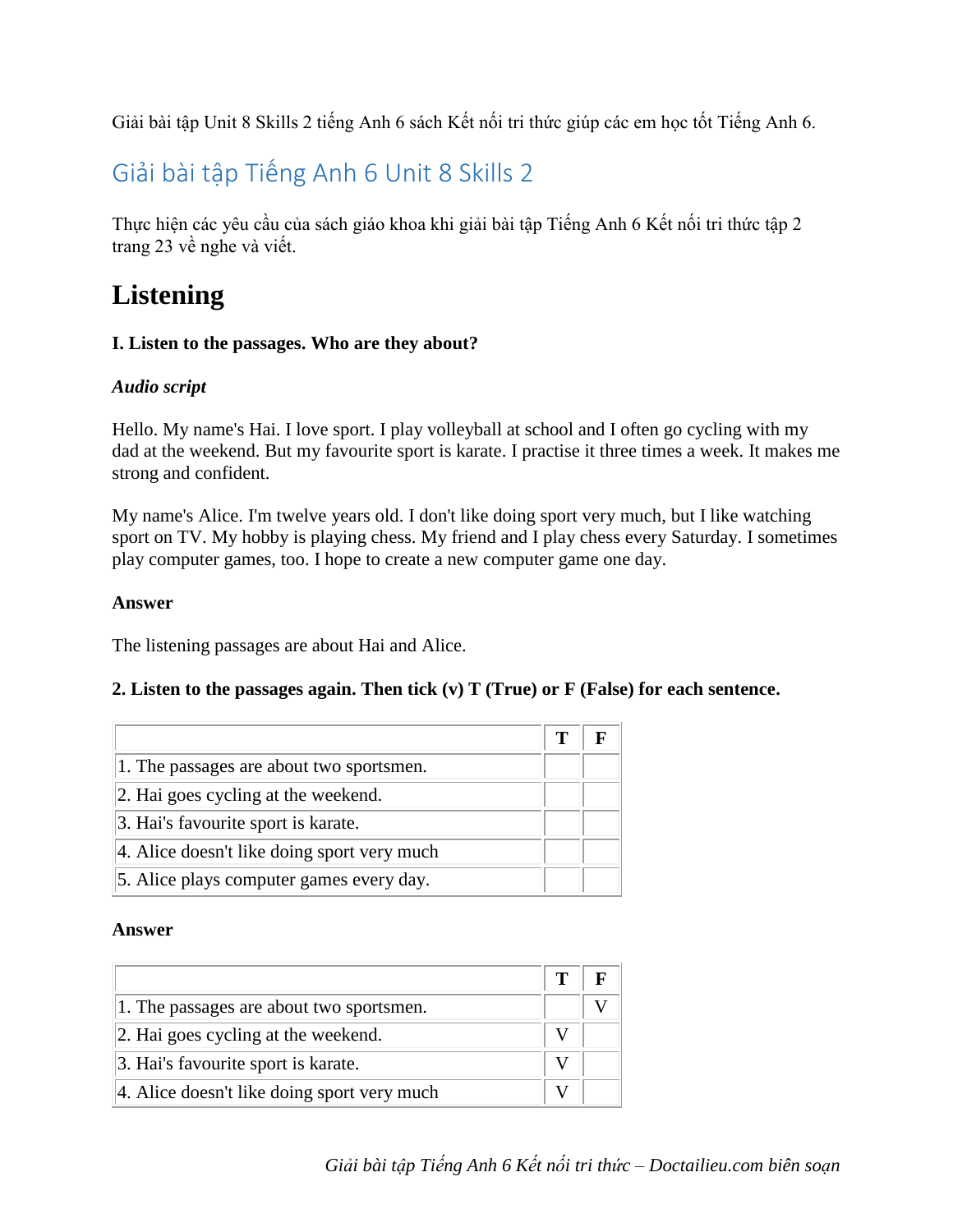Giải bài tập Unit 8 Skills 2 tiếng Anh 6 sách Kết nối tri thức giúp các em học tốt Tiếng Anh 6.

## Giải bài tập Tiếng Anh 6 Unit 8 Skills 2

Thực hiện các yêu cầu của sách giáo khoa khi giải bài tập Tiếng Anh 6 Kết nối tri thức tập 2 trang 23 về nghe và viết.

# Listening

**I. Listen to the passages. Who are they about?**

***Audio script***

Hello. My name's Hai. I love sport. I play volleyball at school and I often go cycling with my dad at the weekend. But my favourite sport is karate. I practise it three times a week. It makes me strong and confident.

My name's Alice. I'm twelve years old. I don't like doing sport very much, but I like watching sport on TV. My hobby is playing chess. My friend and I play chess every Saturday. I sometimes play computer games, too. I hope to create a new computer game one day.

**Answer**

The listening passages are about Hai and Alice.

**2. Listen to the passages again. Then tick (v) T (True) or F (False) for each sentence.**

| | T | F |
|---|---|---|
| 1. The passages are about two sportsmen. | | |
| 2. Hai goes cycling at the weekend. | | |
| 3. Hai's favourite sport is karate. | | |
| 4. Alice doesn't like doing sport very much | | |
| 5. Alice plays computer games every day. | | |

**Answer**

| | T | F |
|---|---|---|
| 1. The passages are about two sportsmen. | | V |
| 2. Hai goes cycling at the weekend. | V | |
| 3. Hai's favourite sport is karate. | V | |
| 4. Alice doesn't like doing sport very much | V | |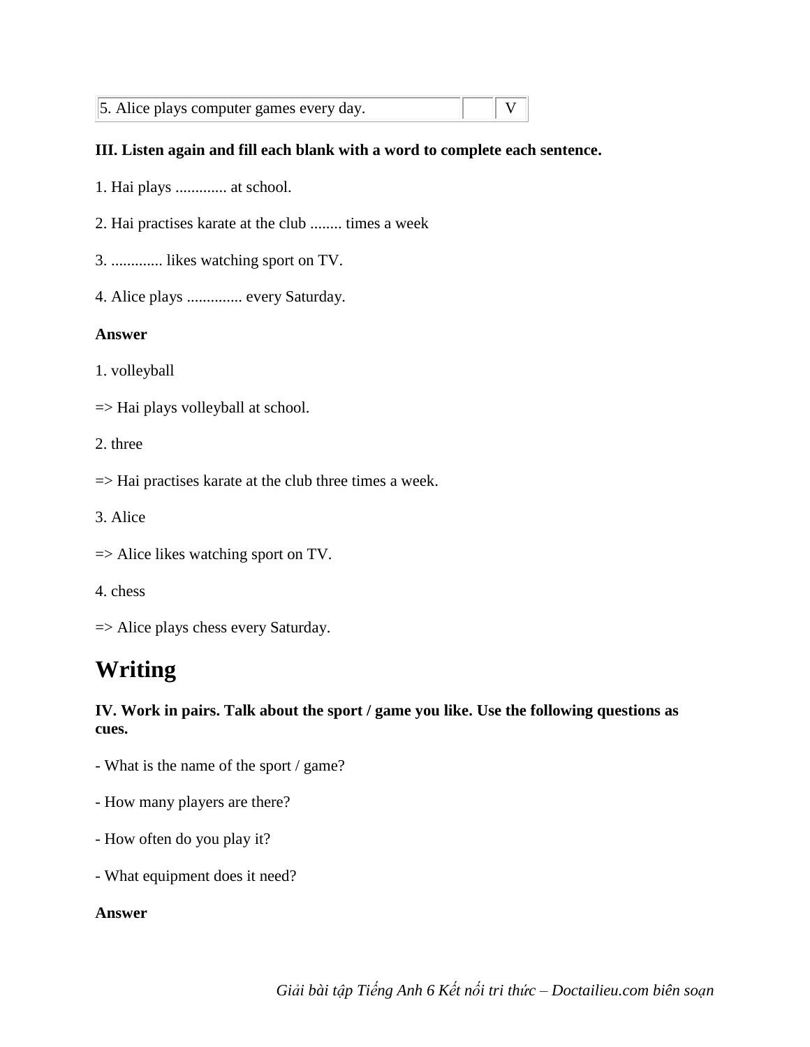| 5. Alice plays computer games every day. | | V |
|---|---|---|

**III. Listen again and fill each blank with a word to complete each sentence.**

1. Hai plays ............. at school.

2. Hai practises karate at the club ........ times a week

3. ............. likes watching sport on TV.

4. Alice plays .............. every Saturday.

**Answer**

1. volleyball

=> Hai plays volleyball at school.

2. three

=> Hai practises karate at the club three times a week.

3. Alice

=> Alice likes watching sport on TV.

4. chess

=> Alice plays chess every Saturday.

# Writing

**IV. Work in pairs. Talk about the sport / game you like. Use the following questions as cues.**

- What is the name of the sport / game?

- How many players are there?

- How often do you play it?

- What equipment does it need?

**Answer**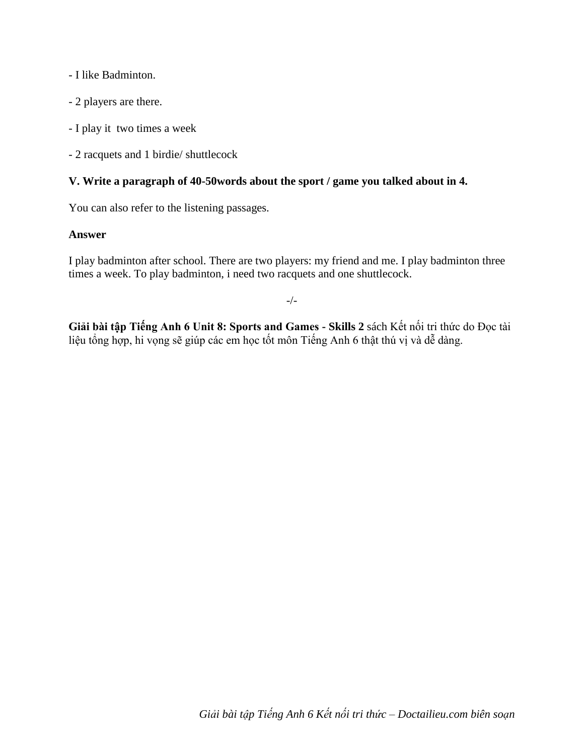- I like Badminton.

- 2 players are there.

- I play it  two times a week

- 2 racquets and 1 birdie/ shuttlecock

**V. Write a paragraph of 40-50words about the sport / game you talked about in 4.**

You can also refer to the listening passages.

**Answer**

I play badminton after school. There are two players: my friend and me. I play badminton three times a week. To play badminton, i need two racquets and one shuttlecock.

-/-

**Giải bài tập Tiếng Anh 6 Unit 8: Sports and Games - Skills 2** sách Kết nối tri thức do Đọc tài liệu tổng hợp, hi vọng sẽ giúp các em học tốt môn Tiếng Anh 6 thật thú vị và dễ dàng.